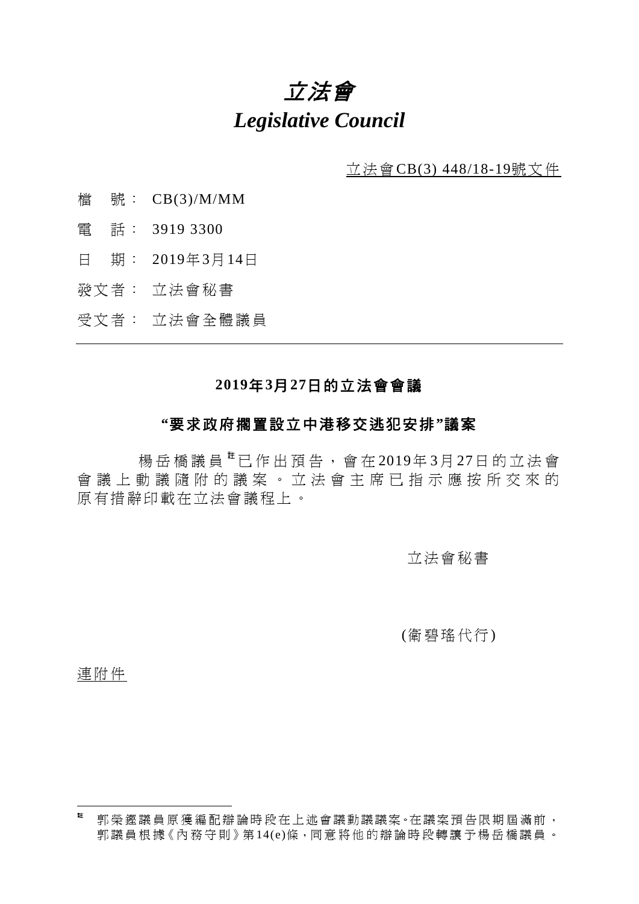# *立法會*
# *Legislative Council*

立法會CB(3) 448/18-19號文件

檔 號： CB(3)/M/MM

電 話： 3919 3300

日 期： 2019年3月14日

發文者： 立法會秘書

受文者： 立法會全體議員

---

## 2019年3月27日的立法會會議

## "要求政府擱置設立中港移交逃犯安排"議案

楊岳橋議員[註]已作出預告，會在2019年3月27日的立法會會議上動議隨附的議案。立法會主席已指示應按所交來的原有措辭印載在立法會議程上。

立法會秘書

(衞碧瑤代行)

連附件

---

[註] 郭榮鏗議員原獲編配辯論時段在上述會議動議議案。在議案預告限期屆滿前，郭議員根據《內務守則》第14(e)條，同意將他的辯論時段轉讓予楊岳橋議員。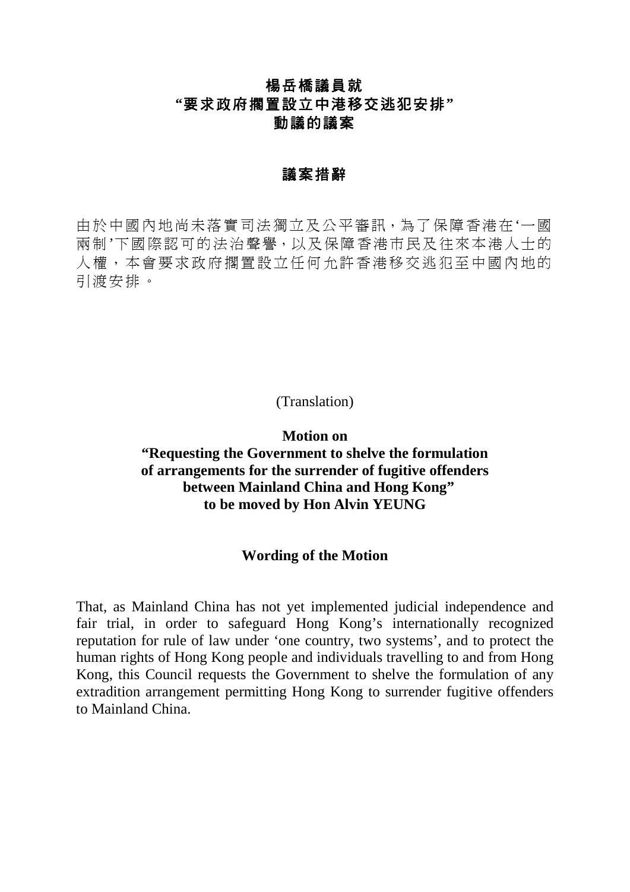# 楊岳橋議員就
# "要求政府擱置設立中港移交逃犯安排"
# 動議的議案

## 議案措辭

由於中國內地尚未落實司法獨立及公平審訊，為了保障香港在'一國兩制'下國際認可的法治聲譽，以及保障香港市民及往來本港人士的人權，本會要求政府擱置設立任何允許香港移交逃犯至中國內地的引渡安排。

(Translation)

**Motion on**
**"Requesting the Government to shelve the formulation of arrangements for the surrender of fugitive offenders between Mainland China and Hong Kong"**
**to be moved by Hon Alvin YEUNG**

## Wording of the Motion

That, as Mainland China has not yet implemented judicial independence and fair trial, in order to safeguard Hong Kong's internationally recognized reputation for rule of law under 'one country, two systems', and to protect the human rights of Hong Kong people and individuals travelling to and from Hong Kong, this Council requests the Government to shelve the formulation of any extradition arrangement permitting Hong Kong to surrender fugitive offenders to Mainland China.